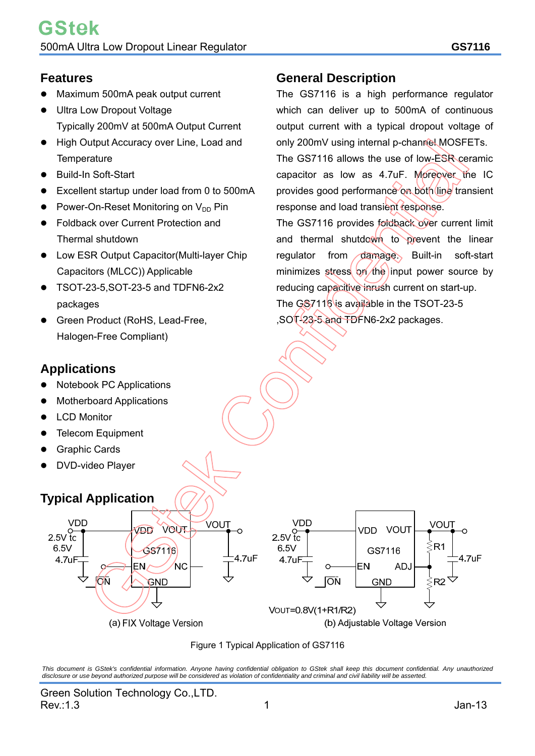## Features

- Maximum 500mA peak output current
- Ultra Low Dropout Voltage
  Typically 200mV at 500mA Output Current
- High Output Accuracy over Line, Load and Temperature
- Build-In Soft-Start
- Excellent startup under load from 0 to 500mA
- Power-On-Reset Monitoring on $V_{DD}$ Pin
- Foldback over Current Protection and Thermal shutdown
- Low ESR Output Capacitor(Multi-layer Chip Capacitors (MLCC)) Applicable
- TSOT-23-5,SOT-23-5 and TDFN6-2x2 packages
- Green Product (RoHS, Lead-Free, Halogen-Free Compliant)

## Applications

- Notebook PC Applications
- Motherboard Applications
- LCD Monitor
- Telecom Equipment
- Graphic Cards
- DVD-video Player

## General Description

The GS7116 is a high performance regulator which can deliver up to 500mA of continuous output current with a typical dropout voltage of only 200mV using internal p-channel MOSFETs.

The GS7116 allows the use of low-ESR ceramic capacitor as low as 4.7uF. Moreover the IC provides good performance on both line transient response and load transient response.

The GS7116 provides foldback over current limit and thermal shutdown to prevent the linear regulator from damage. Built-in soft-start minimizes stress on the input power source by reducing capacitive inrush current on start-up.

The GS7116 is available in the TSOT-23-5 ,SOT-23-5 and TDFN6-2x2 packages.

## Typical Application

(a) FIX Voltage Version: VDD 2.5V to 6.5V, 4.7uF input capacitor; GS7116 pins VDD, VOUT, EN, NC, GND; ON signal to EN; VOUT with 4.7uF output capacitor.

(b) Adjustable Voltage Version: VDD 2.5V to 6.5V, 4.7uF input capacitor; GS7116 pins VDD, VOUT, EN, ADJ, GND; ON signal to EN; VOUT with R1, R2 divider to ADJ and 4.7uF output capacitor.

$V_{OUT}=0.8V(1+R1/R2)$

Figure 1 Typical Application of GS7116

*This document is GStek's confidential information. Anyone having confidential obligation to GStek shall keep this document confidential. Any unauthorized disclosure or use beyond authorized purpose will be considered as violation of confidentiality and criminal and civil liability will be asserted.*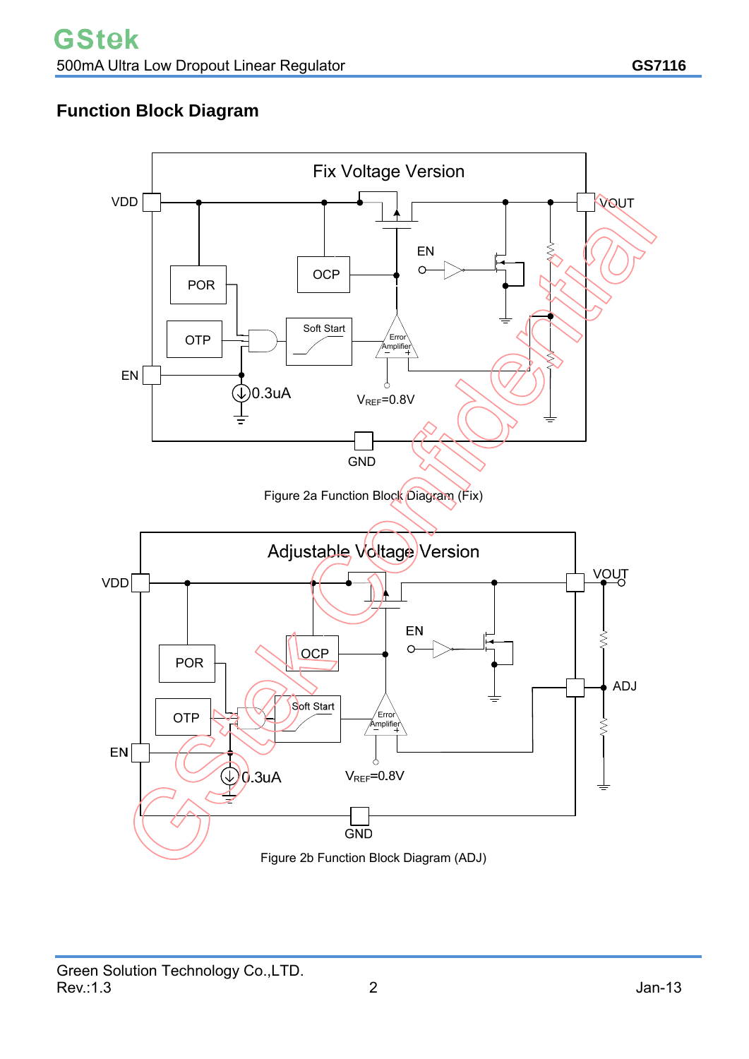## Function Block Diagram

Figure 2a Function Block Diagram (Fix)

Figure 2b Function Block Diagram (ADJ)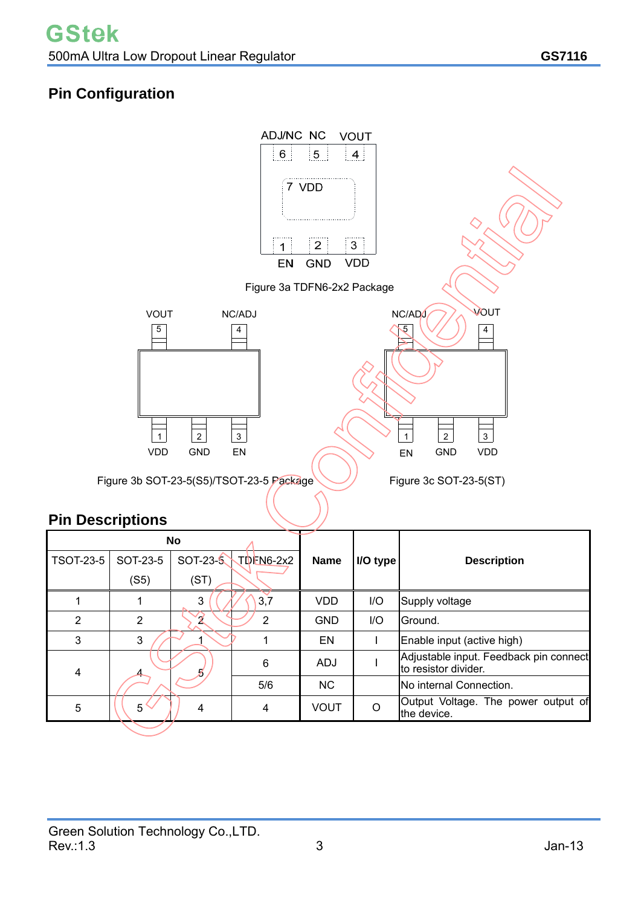## Pin Configuration

ADJ/NC NC VOUT
6 5 4
7 VDD
1 2 3
EN GND VDD

Figure 3a TDFN6-2x2 Package

VOUT NC/ADJ
5 4
1 2 3
VDD GND EN

Figure 3b SOT-23-5(S5)/TSOT-23-5 Package

NC/ADJ VOUT
5 4
1 2 3
EN GND VDD

Figure 3c SOT-23-5(ST)

## Pin Descriptions

| No | | | | Name | I/O type | Description |
|---|---|---|---|---|---|---|
| TSOT-23-5 | SOT-23-5 (S5) | SOT-23-5 (ST) | TDFN6-2x2 | | | |
| 1 | 1 | 3 | 3,7 | VDD | I/O | Supply voltage |
| 2 | 2 | 2 | 2 | GND | I/O | Ground. |
| 3 | 3 | 1 | 1 | EN | I | Enable input (active high) |
| 4 | 4 | 5 | 6 | ADJ | I | Adjustable input. Feedback pin connect to resistor divider. |
| | | | 5/6 | NC | | No internal Connection. |
| 5 | 5 | 4 | 4 | VOUT | O | Output Voltage. The power output of the device. |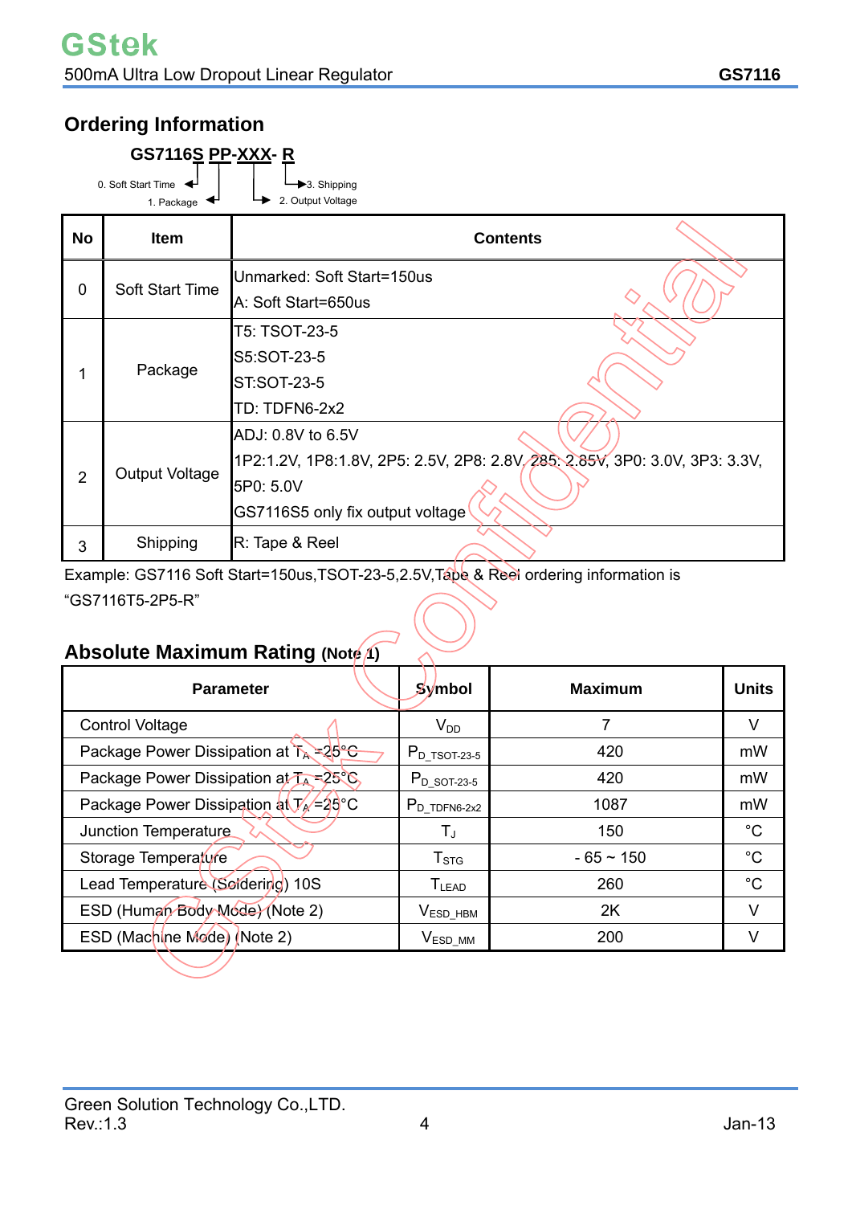## Ordering Information

**GS7116S PP-XXX- R**

0. Soft Start Time
1. Package
2. Output Voltage
3. Shipping

| No | Item | Contents |
|---|---|---|
| 0 | Soft Start Time | Unmarked: Soft Start=150us<br>A: Soft Start=650us |
| 1 | Package | T5: TSOT-23-5<br>S5:SOT-23-5<br>ST:SOT-23-5<br>TD: TDFN6-2x2 |
| 2 | Output Voltage | ADJ: 0.8V to 6.5V<br>1P2:1.2V, 1P8:1.8V, 2P5: 2.5V, 2P8: 2.8V, 285: 2.85V, 3P0: 3.0V, 3P3: 3.3V, 5P0: 5.0V<br>GS7116S5 only fix output voltage |
| 3 | Shipping | R: Tape & Reel |

Example: GS7116 Soft Start=150us,TSOT-23-5,2.5V,Tape & Reel ordering information is "GS7116T5-2P5-R"

## Absolute Maximum Rating (Note 1)

| Parameter | Symbol | Maximum | Units |
|---|---|---|---|
| Control Voltage | $V_{DD}$ | 7 | V |
| Package Power Dissipation at $T_A$ =25°C | $P_{D\_TSOT-23-5}$ | 420 | mW |
| Package Power Dissipation at $T_A$ =25°C | $P_{D\_SOT-23-5}$ | 420 | mW |
| Package Power Dissipation at $T_A$ =25°C | $P_{D\_TDFN6-2x2}$ | 1087 | mW |
| Junction Temperature | $T_J$ | 150 | °C |
| Storage Temperature | $T_{STG}$ | - 65 ~ 150 | °C |
| Lead Temperature (Soldering) 10S | $T_{LEAD}$ | 260 | °C |
| ESD (Human Body Mode) (Note 2) | $V_{ESD\_HBM}$ | 2K | V |
| ESD (Machine Mode) (Note 2) | $V_{ESD\_MM}$ | 200 | V |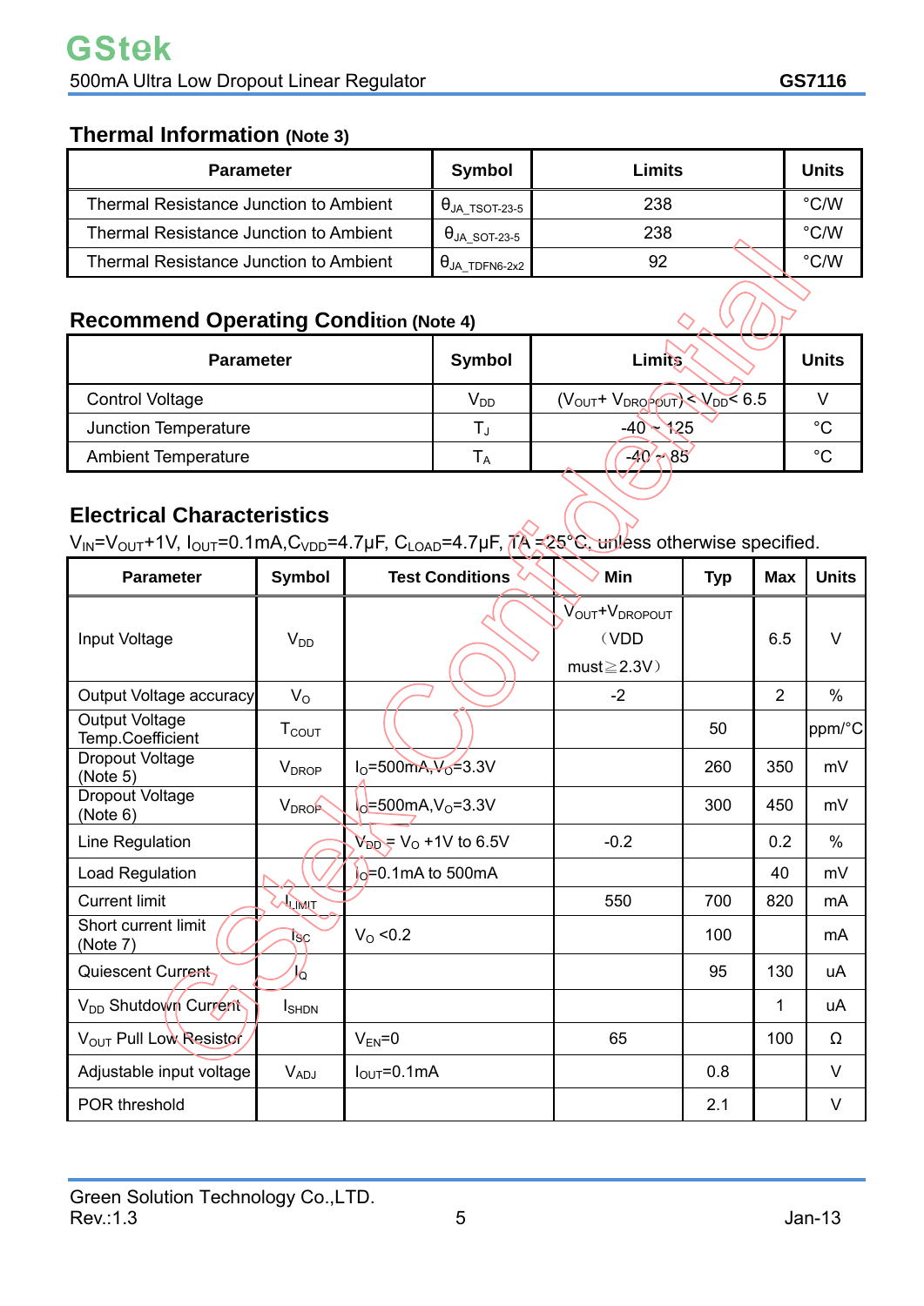## Thermal Information (Note 3)

| Parameter | Symbol | Limits | Units |
|---|---|---|---|
| Thermal Resistance Junction to Ambient | $\theta_{JA\_TSOT-23-5}$ | 238 | °C/W |
| Thermal Resistance Junction to Ambient | $\theta_{JA\_SOT-23-5}$ | 238 | °C/W |
| Thermal Resistance Junction to Ambient | $\theta_{JA\_TDFN6-2x2}$ | 92 | °C/W |

## Recommend Operating Condition (Note 4)

| Parameter | Symbol | Limits | Units |
|---|---|---|---|
| Control Voltage | $V_{DD}$ | $(V_{OUT}+V_{DROPOUT}) < V_{DD} < 6.5$ | V |
| Junction Temperature | $T_J$ | -40 ~ 125 | °C |
| Ambient Temperature | $T_A$ | -40 ~ 85 | °C |

## Electrical Characteristics

$V_{IN}=V_{OUT}+1V$, $I_{OUT}=0.1mA$, $C_{VDD}=4.7\mu F$, $C_{LOAD}=4.7\mu F$, TA =25°C, unless otherwise specified.

| Parameter | Symbol | Test Conditions | Min | Typ | Max | Units |
|---|---|---|---|---|---|---|
| Input Voltage | $V_{DD}$ | | $V_{OUT}+V_{DROPOUT}$ （VDD must≧2.3V） | | 6.5 | V |
| Output Voltage accuracy | $V_O$ | | -2 | | 2 | % |
| Output Voltage Temp.Coefficient | $T_{COUT}$ | | | 50 | | ppm/°C |
| Dropout Voltage (Note 5) | $V_{DROP}$ | $I_O$=500mA, $V_O$=3.3V | | 260 | 350 | mV |
| Dropout Voltage (Note 6) | $V_{DROP}$ | $I_O$=500mA, $V_O$=3.3V | | 300 | 450 | mV |
| Line Regulation | | $V_{DD}$ = $V_O$ +1V to 6.5V | -0.2 | | 0.2 | % |
| Load Regulation | | $I_O$=0.1mA to 500mA | | | 40 | mV |
| Current limit | $I_{LIMIT}$ | | 550 | 700 | 820 | mA |
| Short current limit (Note 7) | $I_{SC}$ | $V_O$ <0.2 | | 100 | | mA |
| Quiescent Current | $I_Q$ | | | 95 | 130 | uA |
| $V_{DD}$ Shutdown Current | $I_{SHDN}$ | | | | 1 | uA |
| $V_{OUT}$ Pull Low Resistor | | $V_{EN}$=0 | 65 | | 100 | Ω |
| Adjustable input voltage | $V_{ADJ}$ | $I_{OUT}$=0.1mA | | 0.8 | | V |
| POR threshold | | | | 2.1 | | V |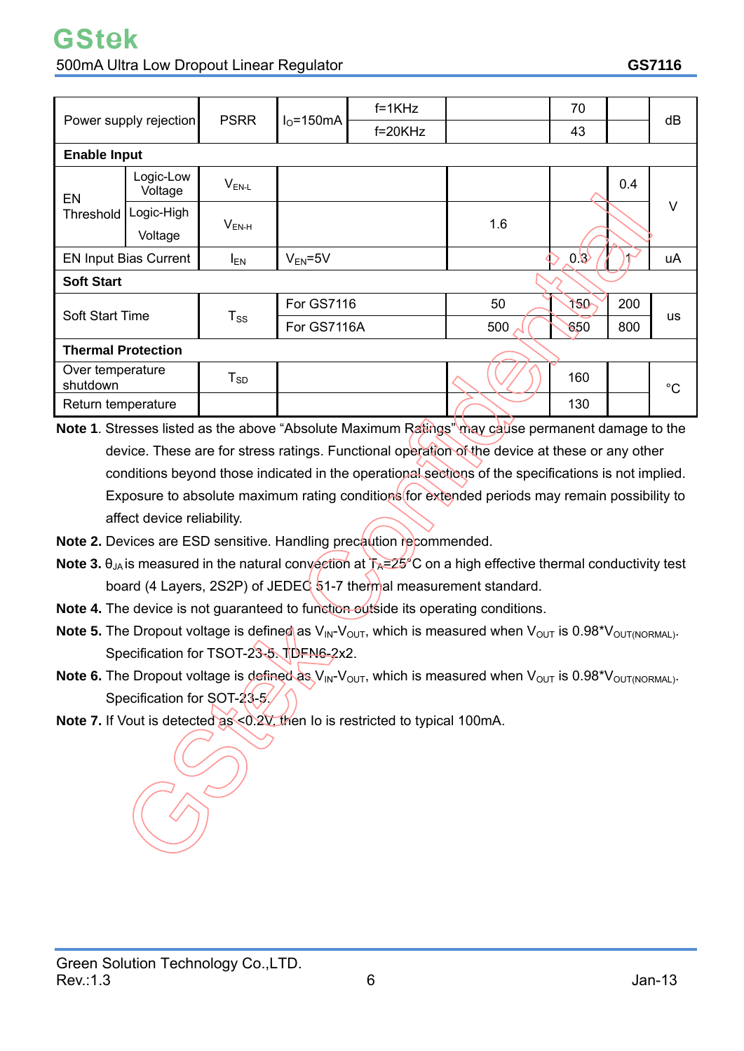| Parameter | | Symbol | Test Conditions | | Min | Typ | Max | Unit |
|---|---|---|---|---|---|---|---|---|
| Power supply rejection | | PSRR | $I_O$=150mA | f=1KHz | | 70 | | dB |
| | | | | f=20KHz | | 43 | | |
| **Enable Input** | | | | | | | | |
| EN Threshold | Logic-Low Voltage | $V_{EN-L}$ | | | | | 0.4 | V |
| | Logic-High Voltage | $V_{EN-H}$ | | | 1.6 | | | |
| EN Input Bias Current | | $I_{EN}$ | $V_{EN}$=5V | | | 0.3 | 1 | uA |
| **Soft Start** | | | | | | | | |
| Soft Start Time | | $T_{SS}$ | For GS7116 | | 50 | 150 | 200 | us |
| | | | For GS7116A | | 500 | 650 | 800 | |
| **Thermal Protection** | | | | | | | | |
| Over temperature shutdown | | $T_{SD}$ | | | | 160 | | °C |
| Return temperature | | | | | | 130 | | |

**Note 1.** Stresses listed as the above "Absolute Maximum Ratings" may cause permanent damage to the device. These are for stress ratings. Functional operation of the device at these or any other conditions beyond those indicated in the operational sections of the specifications is not implied. Exposure to absolute maximum rating conditions for extended periods may remain possibility to affect device reliability.

**Note 2.** Devices are ESD sensitive. Handling precaution recommended.

**Note 3.** $\theta_{JA}$ is measured in the natural convection at $T_A$=25°C on a high effective thermal conductivity test board (4 Layers, 2S2P) of JEDEC 51-7 thermal measurement standard.

**Note 4.** The device is not guaranteed to function outside its operating conditions.

**Note 5.** The Dropout voltage is defined as $V_{IN}$-$V_{OUT}$, which is measured when $V_{OUT}$ is 0.98*$V_{OUT(NORMAL)}$. Specification for TSOT-23-5, TDFN6-2x2.

**Note 6.** The Dropout voltage is defined as $V_{IN}$-$V_{OUT}$, which is measured when $V_{OUT}$ is 0.98*$V_{OUT(NORMAL)}$. Specification for SOT-23-5.

**Note 7.** If Vout is detected as <0.2V, then Io is restricted to typical 100mA.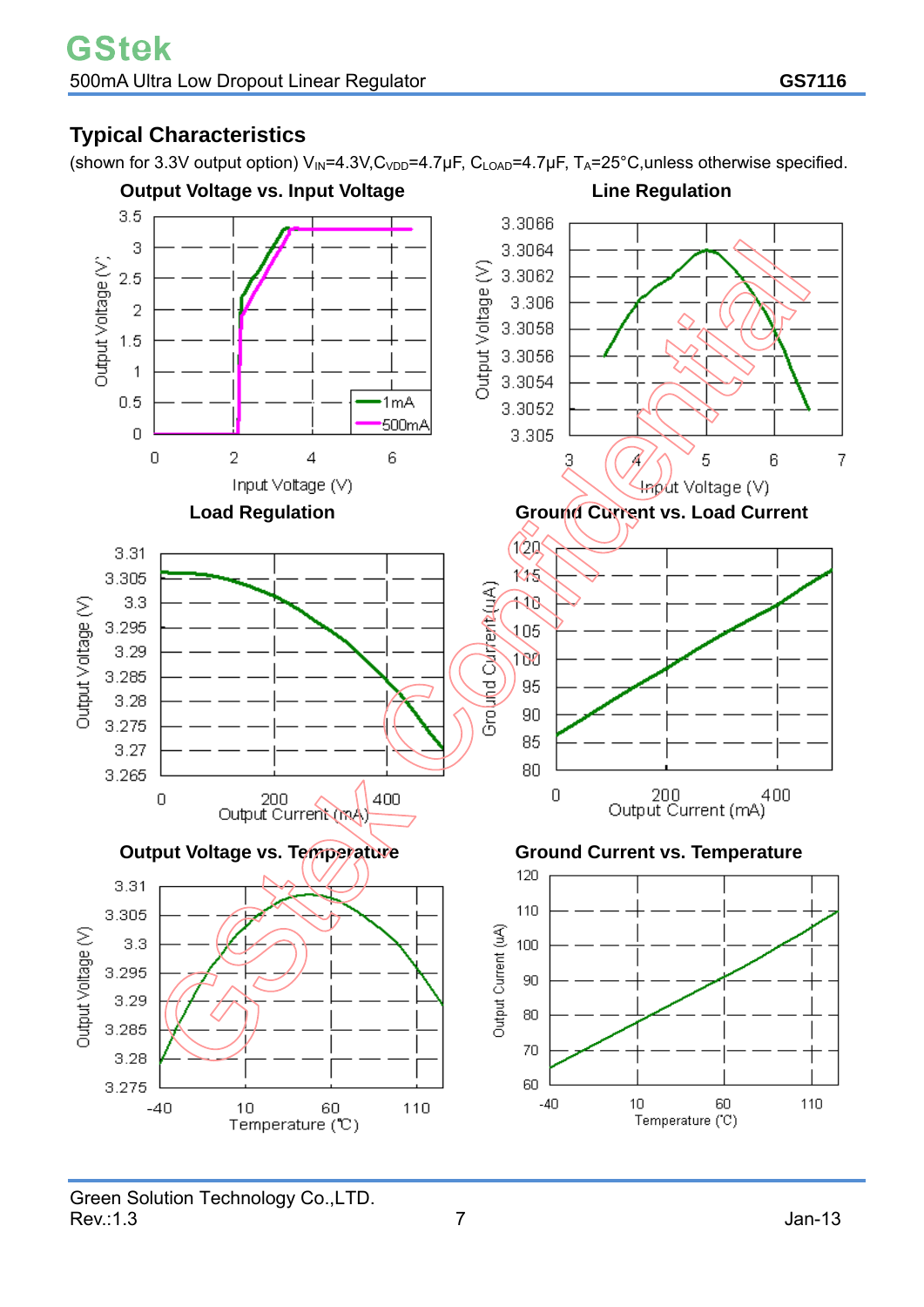## Typical Characteristics

(shown for 3.3V output option) $V_{IN}$=4.3V,$C_{VDD}$=4.7μF, $C_{LOAD}$=4.7μF, $T_A$=25°C,unless otherwise specified.

**Output Voltage vs. Input Voltage**

**Line Regulation**

**Load Regulation**

**Ground Current vs. Load Current**

**Output Voltage vs. Temperature**

**Ground Current vs. Temperature**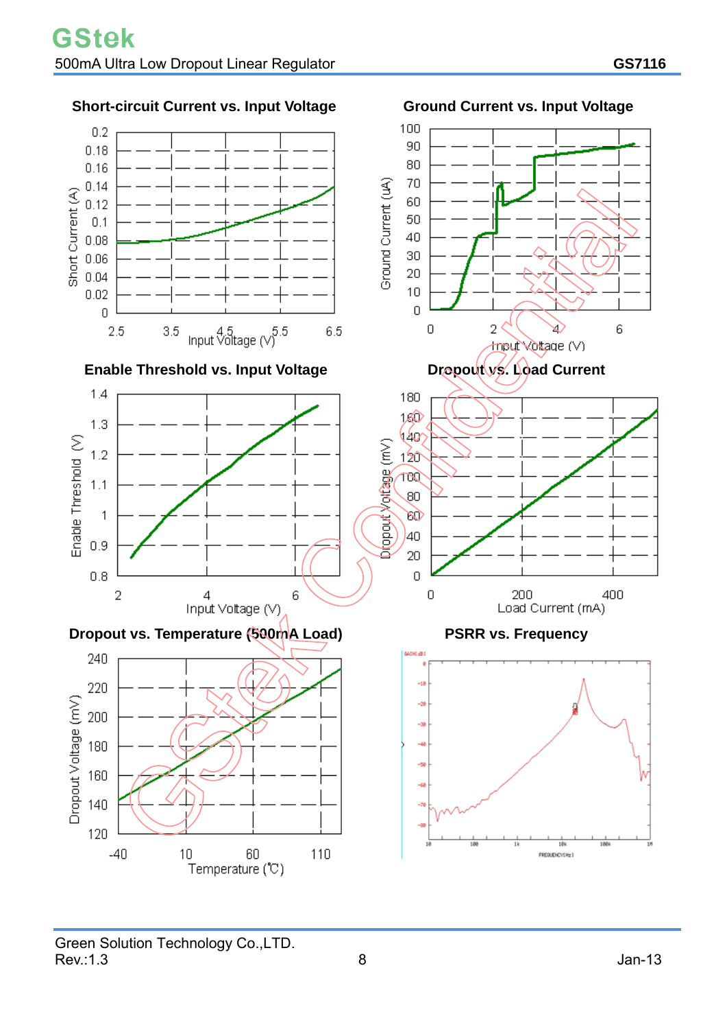### Short-circuit Current vs. Input Voltage

### Ground Current vs. Input Voltage

### Enable Threshold vs. Input Voltage

### Dropout vs. Load Current

### Dropout vs. Temperature (500mA Load)

### PSRR vs. Frequency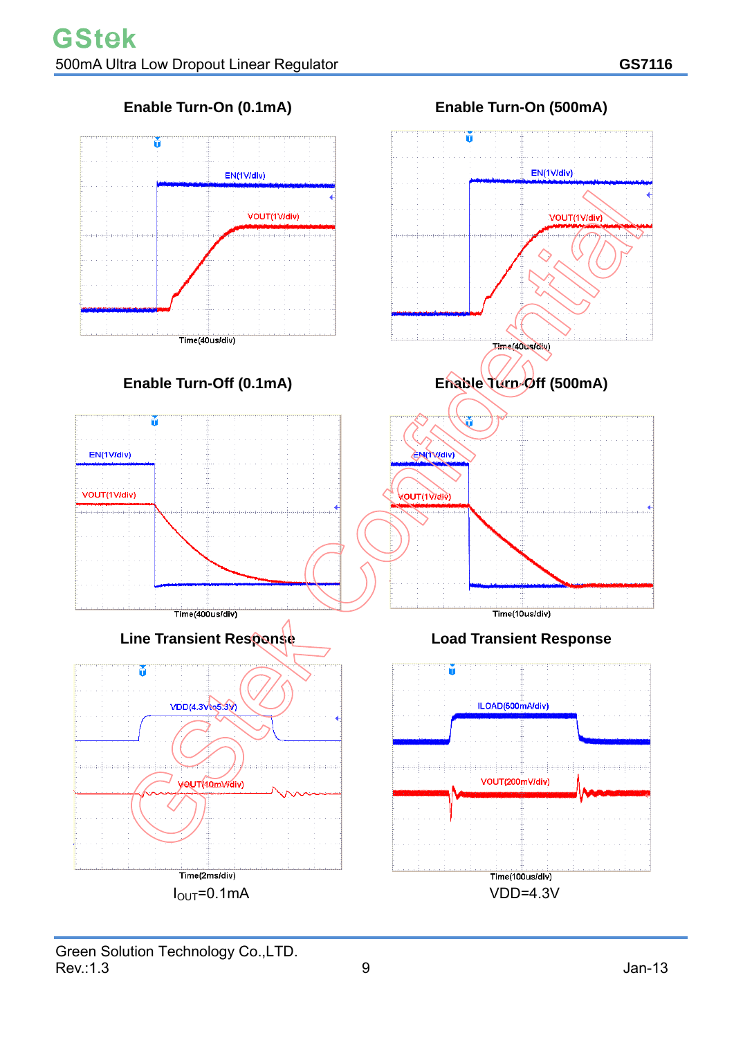### Enable Turn-On (0.1mA)

EN(1V/div)

VOUT(1V/div)

Time(40us/div)

### Enable Turn-On (500mA)

EN(1V/div)

VOUT(1V/div)

Time(40us/div)

### Enable Turn-Off (0.1mA)

EN(1V/div)

VOUT(1V/div)

Time(400us/div)

### Enable Turn-Off (500mA)

EN(1V/div)

VOUT(1V/div)

Time(10us/div)

### Line Transient Response

VDD(4.3V to 5.3V)

VOUT(10mV/div)

Time(2ms/div)

$I_{OUT}$=0.1mA

### Load Transient Response

ILOAD(500mA/div)

VOUT(200mV/div)

Time(100us/div)

VDD=4.3V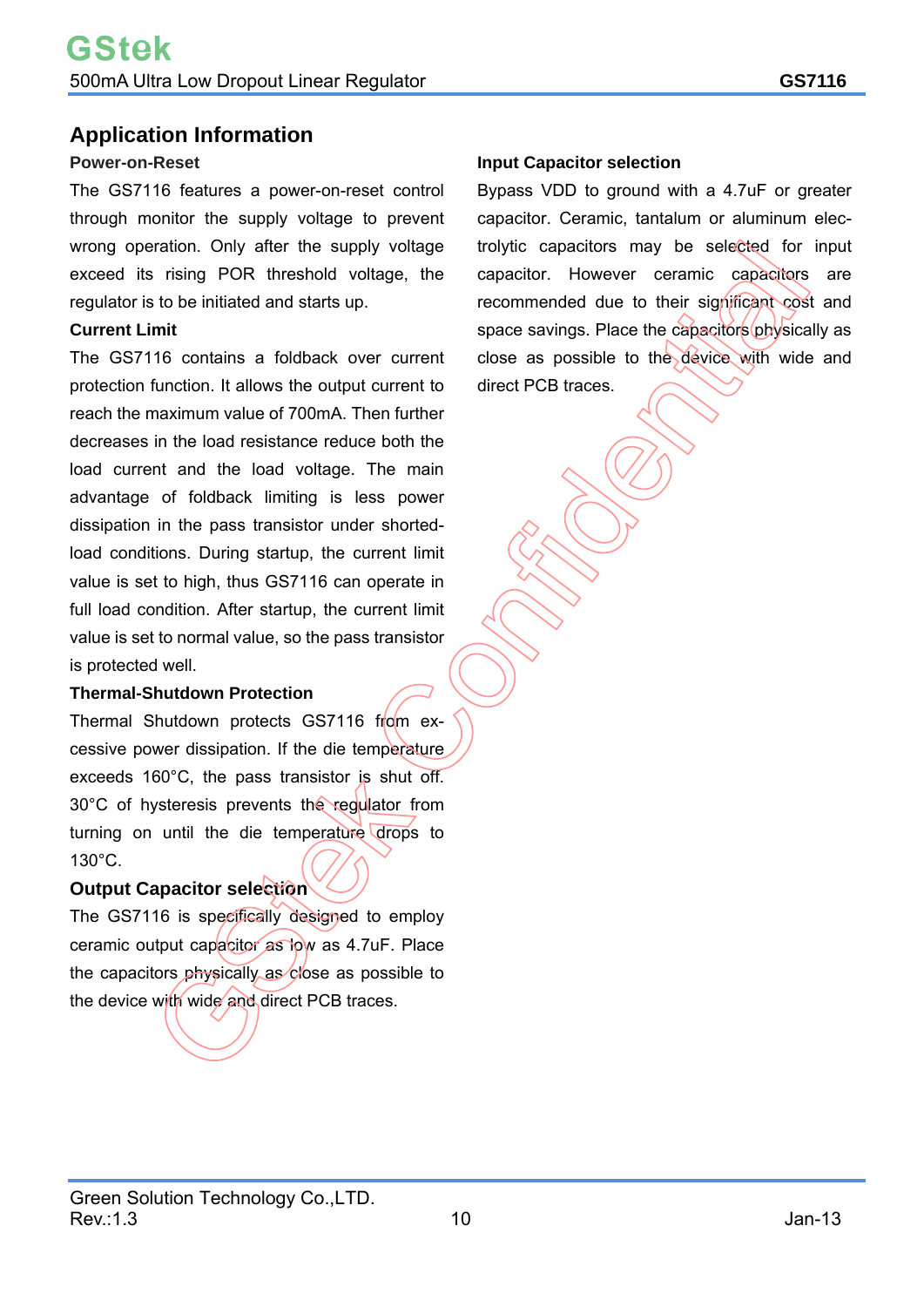## Application Information

### Power-on-Reset

The GS7116 features a power-on-reset control through monitor the supply voltage to prevent wrong operation. Only after the supply voltage exceed its rising POR threshold voltage, the regulator is to be initiated and starts up.

### Current Limit

The GS7116 contains a foldback over current protection function. It allows the output current to reach the maximum value of 700mA. Then further decreases in the load resistance reduce both the load current and the load voltage. The main advantage of foldback limiting is less power dissipation in the pass transistor under shorted-load conditions. During startup, the current limit value is set to high, thus GS7116 can operate in full load condition. After startup, the current limit value is set to normal value, so the pass transistor is protected well.

### Thermal-Shutdown Protection

Thermal Shutdown protects GS7116 from excessive power dissipation. If the die temperature exceeds 160°C, the pass transistor is shut off. 30°C of hysteresis prevents the regulator from turning on until the die temperature drops to 130°C.

### Output Capacitor selection

The GS7116 is specifically designed to employ ceramic output capacitor as low as 4.7uF. Place the capacitors physically as close as possible to the device with wide and direct PCB traces.

### Input Capacitor selection

Bypass VDD to ground with a 4.7uF or greater capacitor. Ceramic, tantalum or aluminum electrolytic capacitors may be selected for input capacitor. However ceramic capacitors are recommended due to their significant cost and space savings. Place the capacitors physically as close as possible to the device with wide and direct PCB traces.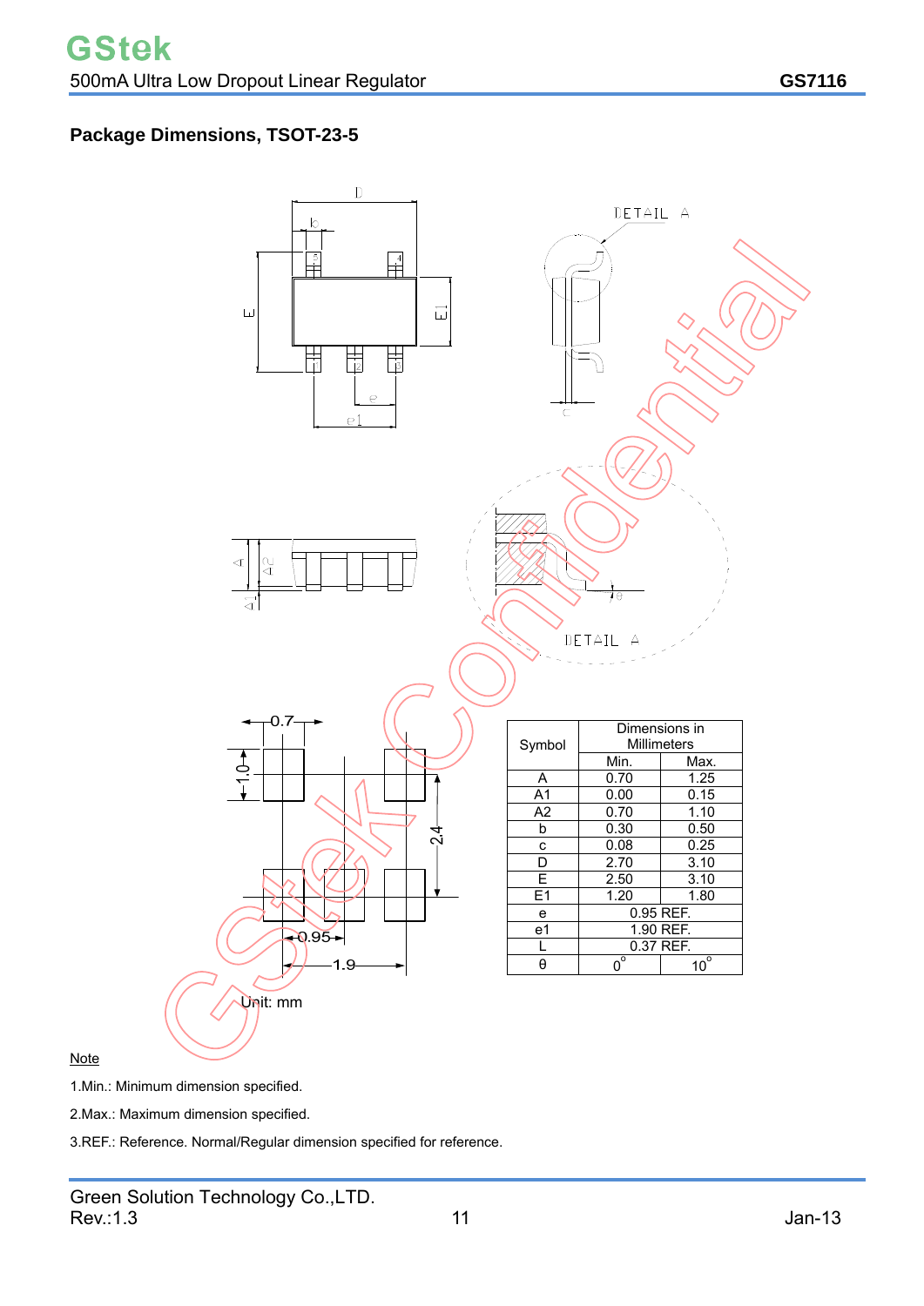## Package Dimensions, TSOT-23-5

Unit: mm

| Symbol | Dimensions in Millimeters | |
|---|---|---|
| | Min. | Max. |
| A | 0.70 | 1.25 |
| A1 | 0.00 | 0.15 |
| A2 | 0.70 | 1.10 |
| b | 0.30 | 0.50 |
| c | 0.08 | 0.25 |
| D | 2.70 | 3.10 |
| E | 2.50 | 3.10 |
| E1 | 1.20 | 1.80 |
| e | 0.95 REF. | |
| e1 | 1.90 REF. | |
| L | 0.37 REF. | |
| θ | 0° | 10° |

Note

1.Min.: Minimum dimension specified.

2.Max.: Maximum dimension specified.

3.REF.: Reference. Normal/Regular dimension specified for reference.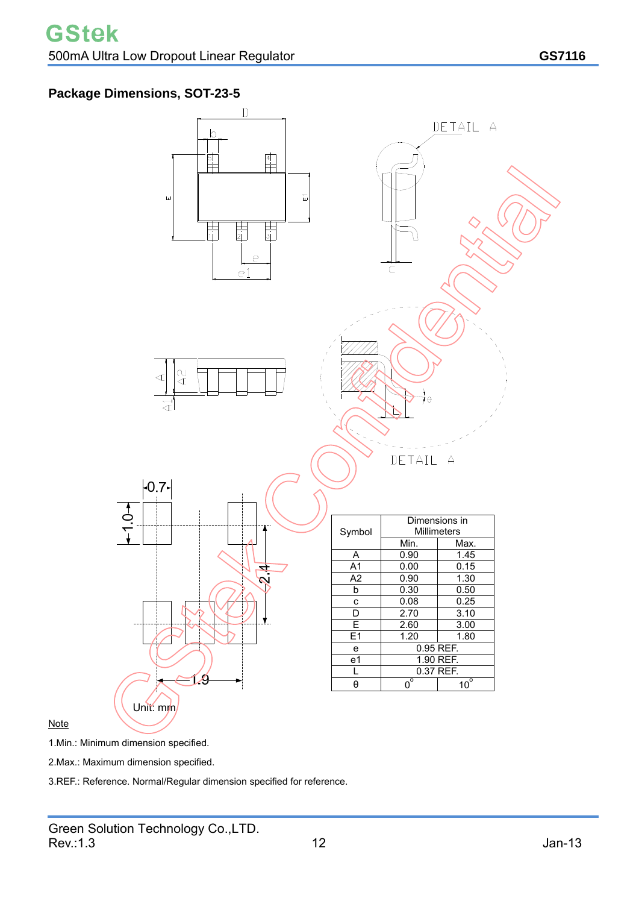## Package Dimensions, SOT-23-5

| Symbol | Dimensions in Millimeters | |
|---|---|---|
| | Min. | Max. |
| A | 0.90 | 1.45 |
| A1 | 0.00 | 0.15 |
| A2 | 0.90 | 1.30 |
| b | 0.30 | 0.50 |
| c | 0.08 | 0.25 |
| D | 2.70 | 3.10 |
| E | 2.60 | 3.00 |
| E1 | 1.20 | 1.80 |
| e | 0.95 REF. | |
| e1 | 1.90 REF. | |
| L | 0.37 REF. | |
| θ | 0° | 10° |

Unit: mm

Note

1.Min.: Minimum dimension specified.

2.Max.: Maximum dimension specified.

3.REF.: Reference. Normal/Regular dimension specified for reference.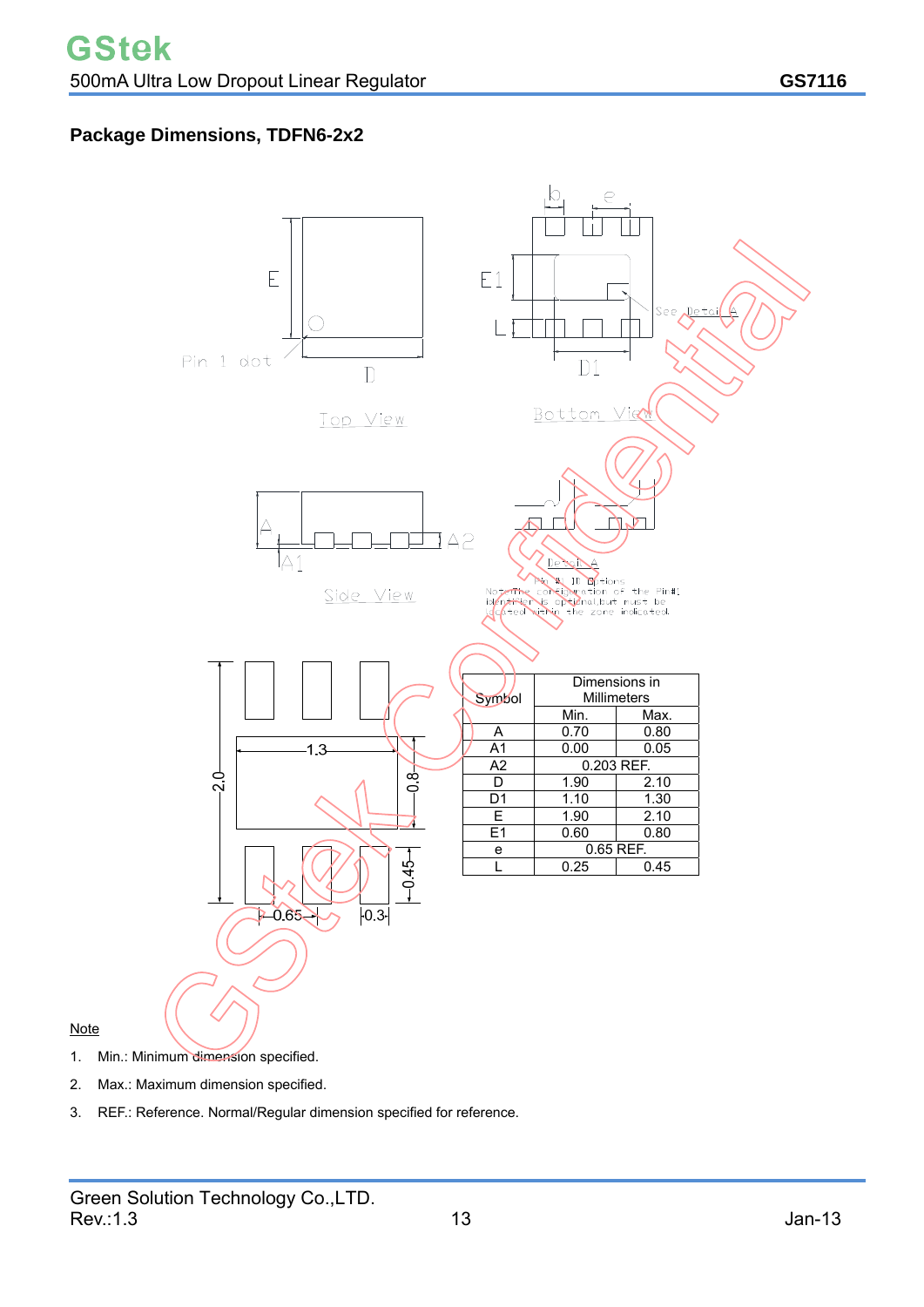## Package Dimensions, TDFN6-2x2

| Symbol | Dimensions in Millimeters | |
|---|---|---|
| | Min. | Max. |
| A | 0.70 | 0.80 |
| A1 | 0.00 | 0.05 |
| A2 | 0.203 REF. | |
| D | 1.90 | 2.10 |
| D1 | 1.10 | 1.30 |
| E | 1.90 | 2.10 |
| E1 | 0.60 | 0.80 |
| e | 0.65 REF. | |
| L | 0.25 | 0.45 |

Note

1. Min.: Minimum dimension specified.
2. Max.: Maximum dimension specified.
3. REF.: Reference. Normal/Regular dimension specified for reference.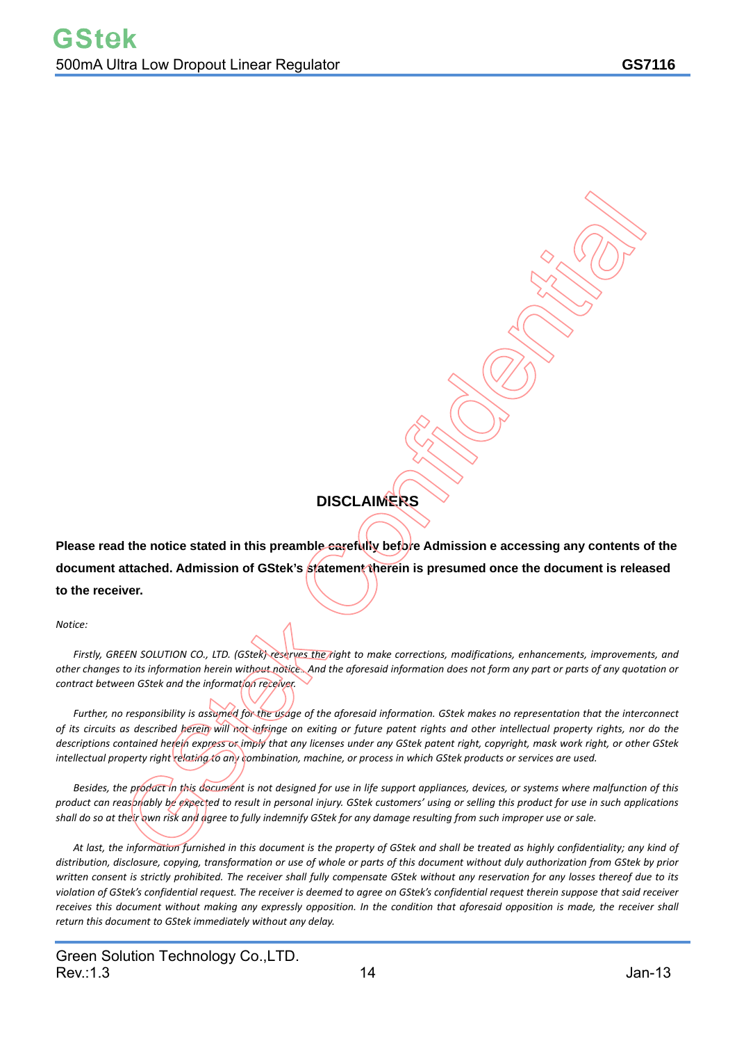# DISCLAIMERS

**Please read the notice stated in this preamble carefully before Admission e accessing any contents of the document attached. Admission of GStek's statement therein is presumed once the document is released to the receiver.**

*Notice:*

*Firstly, GREEN SOLUTION CO., LTD. (GStek) reserves the right to make corrections, modifications, enhancements, improvements, and other changes to its information herein without notice. And the aforesaid information does not form any part or parts of any quotation or contract between GStek and the information receiver.*

*Further, no responsibility is assumed for the usage of the aforesaid information. GStek makes no representation that the interconnect of its circuits as described herein will not infringe on exiting or future patent rights and other intellectual property rights, nor do the descriptions contained herein express or imply that any licenses under any GStek patent right, copyright, mask work right, or other GStek intellectual property right relating to any combination, machine, or process in which GStek products or services are used.*

*Besides, the product in this document is not designed for use in life support appliances, devices, or systems where malfunction of this product can reasonably be expected to result in personal injury. GStek customers' using or selling this product for use in such applications shall do so at their own risk and agree to fully indemnify GStek for any damage resulting from such improper use or sale.*

*At last, the information furnished in this document is the property of GStek and shall be treated as highly confidentiality; any kind of distribution, disclosure, copying, transformation or use of whole or parts of this document without duly authorization from GStek by prior written consent is strictly prohibited. The receiver shall fully compensate GStek without any reservation for any losses thereof due to its violation of GStek's confidential request. The receiver is deemed to agree on GStek's confidential request therein suppose that said receiver receives this document without making any expressly opposition. In the condition that aforesaid opposition is made, the receiver shall return this document to GStek immediately without any delay.*